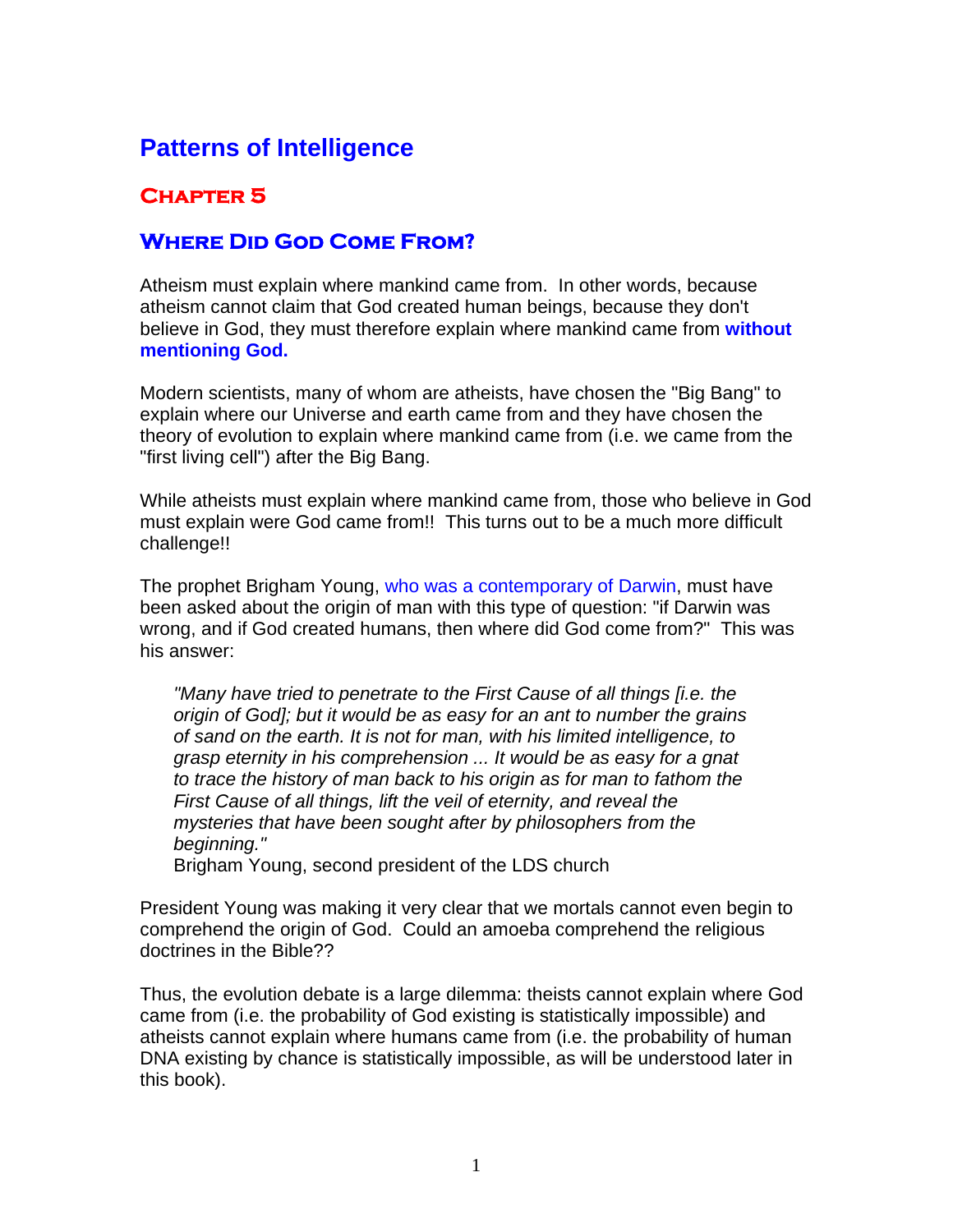# Patterns of Intelligence

## Chapter 5

## Where Did God Come From?

Atheism must explain where mankind came from.  In other words, because atheism cannot claim that God created human beings, because they don't believe in God, they must therefore explain where mankind came from **without mentioning God.**

Modern scientists, many of whom are atheists, have chosen the "Big Bang" to explain where our Universe and earth came from and they have chosen the theory of evolution to explain where mankind came from (i.e. we came from the "first living cell") after the Big Bang.

While atheists must explain where mankind came from, those who believe in God must explain were God came from!!  This turns out to be a much more difficult challenge!!

The prophet Brigham Young, who was a contemporary of Darwin, must have been asked about the origin of man with this type of question: "if Darwin was wrong, and if God created humans, then where did God come from?"  This was his answer:

> *"Many have tried to penetrate to the First Cause of all things [i.e. the origin of God]; but it would be as easy for an ant to number the grains of sand on the earth. It is not for man, with his limited intelligence, to grasp eternity in his comprehension ... It would be as easy for a gnat to trace the history of man back to his origin as for man to fathom the First Cause of all things, lift the veil of eternity, and reveal the mysteries that have been sought after by philosophers from the beginning."*
> Brigham Young, second president of the LDS church

President Young was making it very clear that we mortals cannot even begin to comprehend the origin of God.  Could an amoeba comprehend the religious doctrines in the Bible??

Thus, the evolution debate is a large dilemma: theists cannot explain where God came from (i.e. the probability of God existing is statistically impossible) and atheists cannot explain where humans came from (i.e. the probability of human DNA existing by chance is statistically impossible, as will be understood later in this book).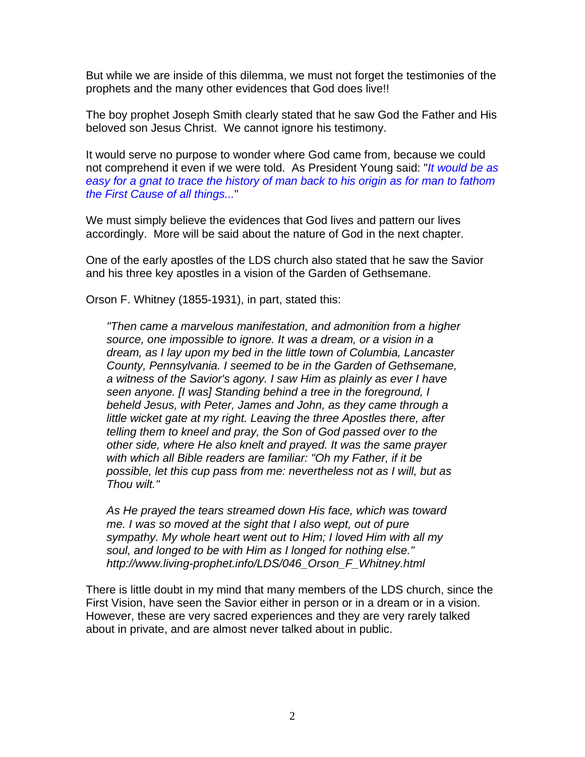But while we are inside of this dilemma, we must not forget the testimonies of the prophets and the many other evidences that God does live!!

The boy prophet Joseph Smith clearly stated that he saw God the Father and His beloved son Jesus Christ. We cannot ignore his testimony.

It would serve no purpose to wonder where God came from, because we could not comprehend it even if we were told. As President Young said: "*It would be as easy for a gnat to trace the history of man back to his origin as for man to fathom the First Cause of all things...*"

We must simply believe the evidences that God lives and pattern our lives accordingly. More will be said about the nature of God in the next chapter.

One of the early apostles of the LDS church also stated that he saw the Savior and his three key apostles in a vision of the Garden of Gethsemane.

Orson F. Whitney (1855-1931), in part, stated this:

> *"Then came a marvelous manifestation, and admonition from a higher source, one impossible to ignore. It was a dream, or a vision in a dream, as I lay upon my bed in the little town of Columbia, Lancaster County, Pennsylvania. I seemed to be in the Garden of Gethsemane, a witness of the Savior's agony. I saw Him as plainly as ever I have seen anyone. [I was] Standing behind a tree in the foreground, I beheld Jesus, with Peter, James and John, as they came through a little wicket gate at my right. Leaving the three Apostles there, after telling them to kneel and pray, the Son of God passed over to the other side, where He also knelt and prayed. It was the same prayer with which all Bible readers are familiar: "Oh my Father, if it be possible, let this cup pass from me: nevertheless not as I will, but as Thou wilt."*
>
> *As He prayed the tears streamed down His face, which was toward me. I was so moved at the sight that I also wept, out of pure sympathy. My whole heart went out to Him; I loved Him with all my soul, and longed to be with Him as I longed for nothing else." http://www.living-prophet.info/LDS/046_Orson_F_Whitney.html*

There is little doubt in my mind that many members of the LDS church, since the First Vision, have seen the Savior either in person or in a dream or in a vision. However, these are very sacred experiences and they are very rarely talked about in private, and are almost never talked about in public.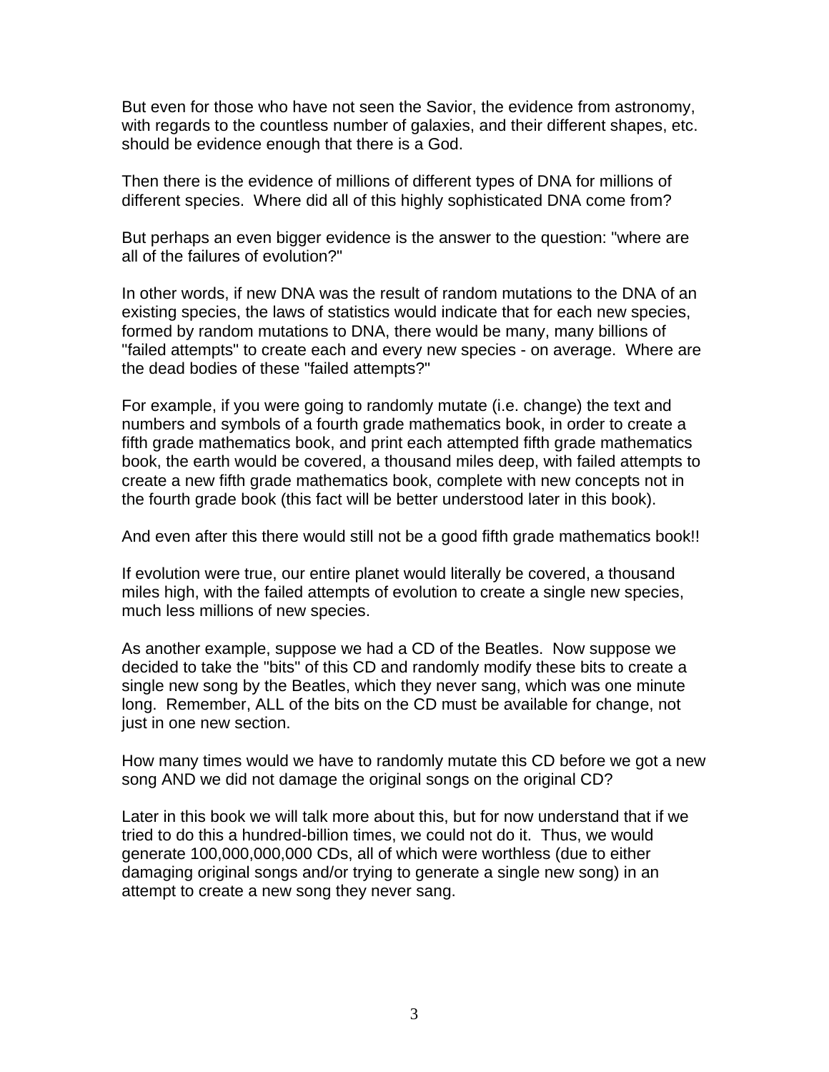But even for those who have not seen the Savior, the evidence from astronomy, with regards to the countless number of galaxies, and their different shapes, etc. should be evidence enough that there is a God.

Then there is the evidence of millions of different types of DNA for millions of different species. Where did all of this highly sophisticated DNA come from?

But perhaps an even bigger evidence is the answer to the question: "where are all of the failures of evolution?"

In other words, if new DNA was the result of random mutations to the DNA of an existing species, the laws of statistics would indicate that for each new species, formed by random mutations to DNA, there would be many, many billions of "failed attempts" to create each and every new species - on average. Where are the dead bodies of these "failed attempts?"

For example, if you were going to randomly mutate (i.e. change) the text and numbers and symbols of a fourth grade mathematics book, in order to create a fifth grade mathematics book, and print each attempted fifth grade mathematics book, the earth would be covered, a thousand miles deep, with failed attempts to create a new fifth grade mathematics book, complete with new concepts not in the fourth grade book (this fact will be better understood later in this book).

And even after this there would still not be a good fifth grade mathematics book!!

If evolution were true, our entire planet would literally be covered, a thousand miles high, with the failed attempts of evolution to create a single new species, much less millions of new species.

As another example, suppose we had a CD of the Beatles. Now suppose we decided to take the "bits" of this CD and randomly modify these bits to create a single new song by the Beatles, which they never sang, which was one minute long. Remember, ALL of the bits on the CD must be available for change, not just in one new section.

How many times would we have to randomly mutate this CD before we got a new song AND we did not damage the original songs on the original CD?

Later in this book we will talk more about this, but for now understand that if we tried to do this a hundred-billion times, we could not do it. Thus, we would generate 100,000,000,000 CDs, all of which were worthless (due to either damaging original songs and/or trying to generate a single new song) in an attempt to create a new song they never sang.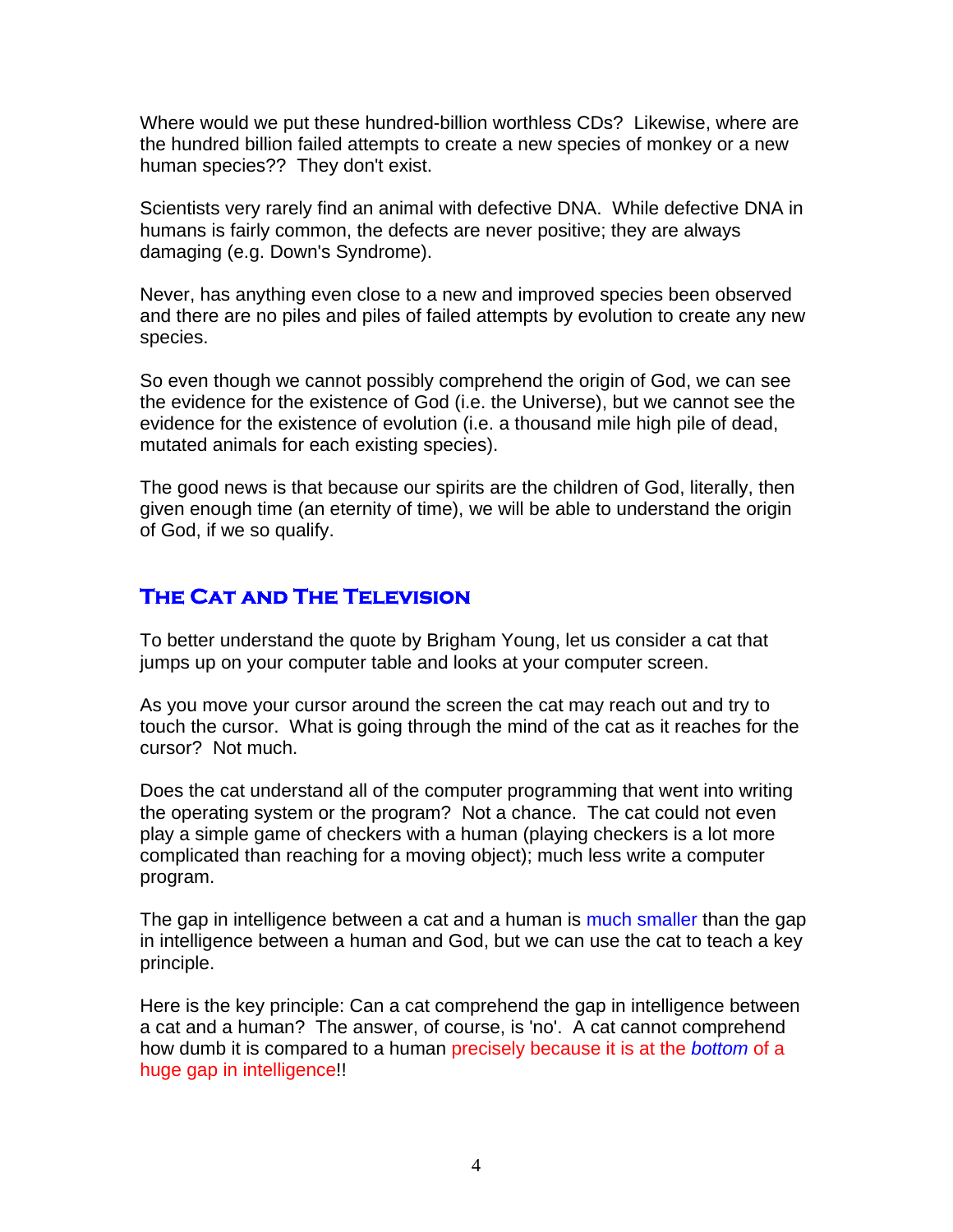Where would we put these hundred-billion worthless CDs? Likewise, where are the hundred billion failed attempts to create a new species of monkey or a new human species?? They don't exist.

Scientists very rarely find an animal with defective DNA. While defective DNA in humans is fairly common, the defects are never positive; they are always damaging (e.g. Down's Syndrome).

Never, has anything even close to a new and improved species been observed and there are no piles and piles of failed attempts by evolution to create any new species.

So even though we cannot possibly comprehend the origin of God, we can see the evidence for the existence of God (i.e. the Universe), but we cannot see the evidence for the existence of evolution (i.e. a thousand mile high pile of dead, mutated animals for each existing species).

The good news is that because our spirits are the children of God, literally, then given enough time (an eternity of time), we will be able to understand the origin of God, if we so qualify.

## The Cat and The Television

To better understand the quote by Brigham Young, let us consider a cat that jumps up on your computer table and looks at your computer screen.

As you move your cursor around the screen the cat may reach out and try to touch the cursor. What is going through the mind of the cat as it reaches for the cursor? Not much.

Does the cat understand all of the computer programming that went into writing the operating system or the program? Not a chance. The cat could not even play a simple game of checkers with a human (playing checkers is a lot more complicated than reaching for a moving object); much less write a computer program.

The gap in intelligence between a cat and a human is much smaller than the gap in intelligence between a human and God, but we can use the cat to teach a key principle.

Here is the key principle: Can a cat comprehend the gap in intelligence between a cat and a human? The answer, of course, is 'no'. A cat cannot comprehend how dumb it is compared to a human precisely because it is at the *bottom* of a huge gap in intelligence!!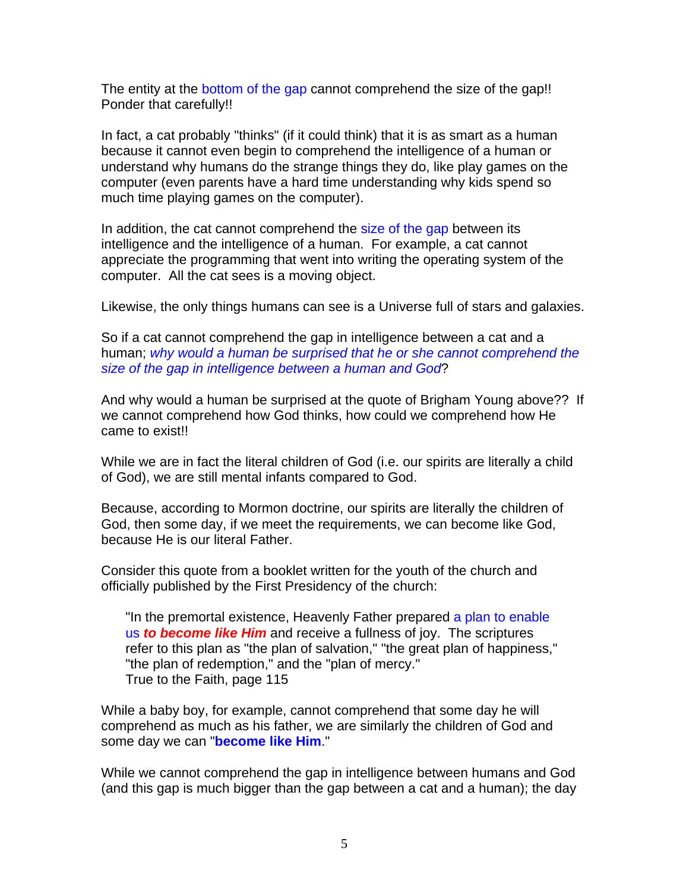The entity at the bottom of the gap cannot comprehend the size of the gap!! Ponder that carefully!!

In fact, a cat probably "thinks" (if it could think) that it is as smart as a human because it cannot even begin to comprehend the intelligence of a human or understand why humans do the strange things they do, like play games on the computer (even parents have a hard time understanding why kids spend so much time playing games on the computer).

In addition, the cat cannot comprehend the size of the gap between its intelligence and the intelligence of a human. For example, a cat cannot appreciate the programming that went into writing the operating system of the computer. All the cat sees is a moving object.

Likewise, the only things humans can see is a Universe full of stars and galaxies.

So if a cat cannot comprehend the gap in intelligence between a cat and a human; *why would a human be surprised that he or she cannot comprehend the size of the gap in intelligence between a human and God*?

And why would a human be surprised at the quote of Brigham Young above?? If we cannot comprehend how God thinks, how could we comprehend how He came to exist!!

While we are in fact the literal children of God (i.e. our spirits are literally a child of God), we are still mental infants compared to God.

Because, according to Mormon doctrine, our spirits are literally the children of God, then some day, if we meet the requirements, we can become like God, because He is our literal Father.

Consider this quote from a booklet written for the youth of the church and officially published by the First Presidency of the church:

> "In the premortal existence, Heavenly Father prepared a plan to enable us ***to become like Him*** and receive a fullness of joy. The scriptures refer to this plan as "the plan of salvation," "the great plan of happiness," "the plan of redemption," and the "plan of mercy."
> True to the Faith, page 115

While a baby boy, for example, cannot comprehend that some day he will comprehend as much as his father, we are similarly the children of God and some day we can "**become like Him**."

While we cannot comprehend the gap in intelligence between humans and God (and this gap is much bigger than the gap between a cat and a human); the day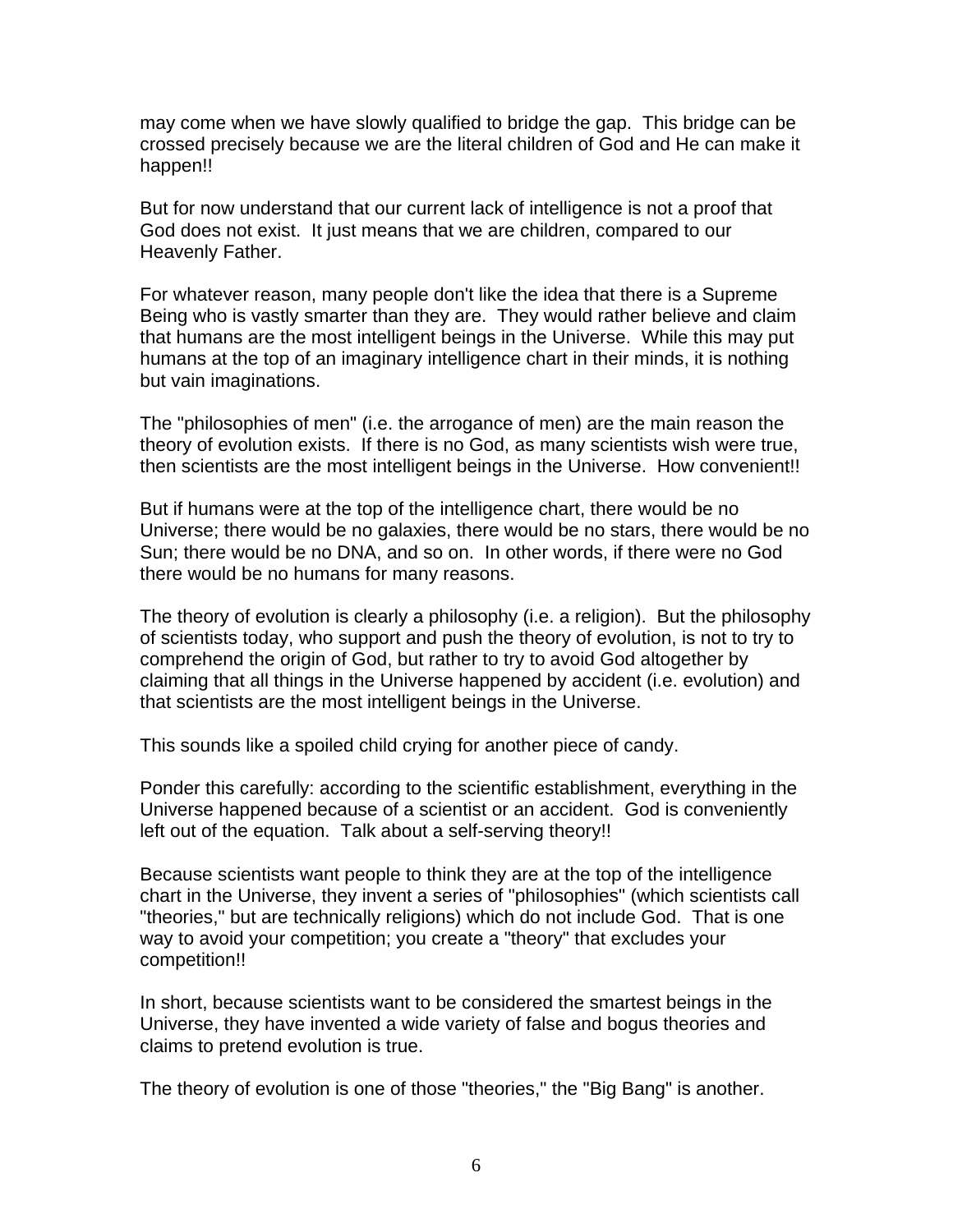may come when we have slowly qualified to bridge the gap. This bridge can be crossed precisely because we are the literal children of God and He can make it happen!!

But for now understand that our current lack of intelligence is not a proof that God does not exist. It just means that we are children, compared to our Heavenly Father.

For whatever reason, many people don't like the idea that there is a Supreme Being who is vastly smarter than they are. They would rather believe and claim that humans are the most intelligent beings in the Universe. While this may put humans at the top of an imaginary intelligence chart in their minds, it is nothing but vain imaginations.

The "philosophies of men" (i.e. the arrogance of men) are the main reason the theory of evolution exists. If there is no God, as many scientists wish were true, then scientists are the most intelligent beings in the Universe. How convenient!!

But if humans were at the top of the intelligence chart, there would be no Universe; there would be no galaxies, there would be no stars, there would be no Sun; there would be no DNA, and so on. In other words, if there were no God there would be no humans for many reasons.

The theory of evolution is clearly a philosophy (i.e. a religion). But the philosophy of scientists today, who support and push the theory of evolution, is not to try to comprehend the origin of God, but rather to try to avoid God altogether by claiming that all things in the Universe happened by accident (i.e. evolution) and that scientists are the most intelligent beings in the Universe.

This sounds like a spoiled child crying for another piece of candy.

Ponder this carefully: according to the scientific establishment, everything in the Universe happened because of a scientist or an accident. God is conveniently left out of the equation. Talk about a self-serving theory!!

Because scientists want people to think they are at the top of the intelligence chart in the Universe, they invent a series of "philosophies" (which scientists call "theories," but are technically religions) which do not include God. That is one way to avoid your competition; you create a "theory" that excludes your competition!!

In short, because scientists want to be considered the smartest beings in the Universe, they have invented a wide variety of false and bogus theories and claims to pretend evolution is true.

The theory of evolution is one of those "theories," the "Big Bang" is another.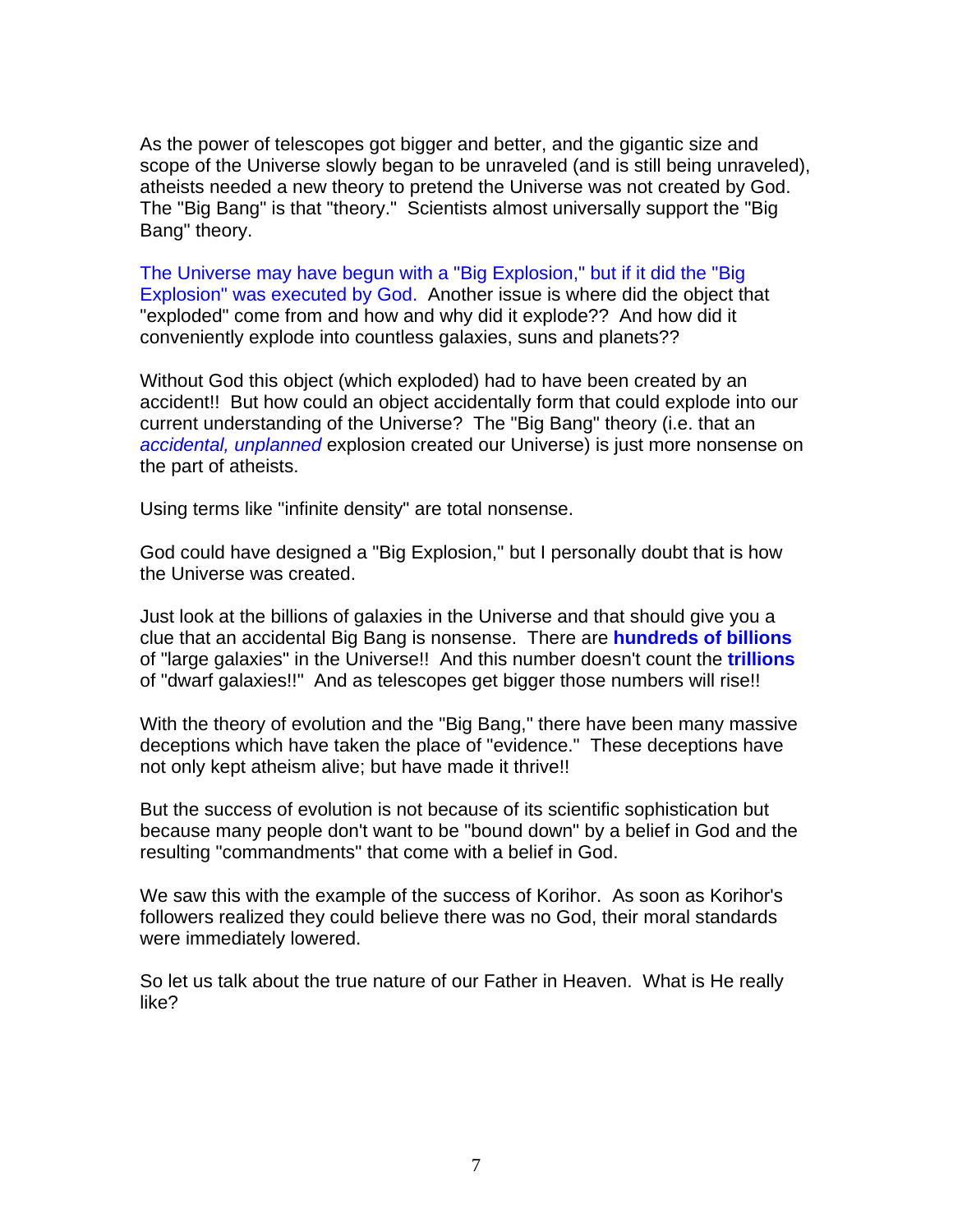As the power of telescopes got bigger and better, and the gigantic size and scope of the Universe slowly began to be unraveled (and is still being unraveled), atheists needed a new theory to pretend the Universe was not created by God. The "Big Bang" is that "theory." Scientists almost universally support the "Big Bang" theory.

The Universe may have begun with a "Big Explosion," but if it did the "Big Explosion" was executed by God. Another issue is where did the object that "exploded" come from and how and why did it explode?? And how did it conveniently explode into countless galaxies, suns and planets??

Without God this object (which exploded) had to have been created by an accident!! But how could an object accidentally form that could explode into our current understanding of the Universe? The "Big Bang" theory (i.e. that an *accidental, unplanned* explosion created our Universe) is just more nonsense on the part of atheists.

Using terms like "infinite density" are total nonsense.

God could have designed a "Big Explosion," but I personally doubt that is how the Universe was created.

Just look at the billions of galaxies in the Universe and that should give you a clue that an accidental Big Bang is nonsense. There are **hundreds of billions** of "large galaxies" in the Universe!! And this number doesn't count the **trillions** of "dwarf galaxies!!" And as telescopes get bigger those numbers will rise!!

With the theory of evolution and the "Big Bang," there have been many massive deceptions which have taken the place of "evidence." These deceptions have not only kept atheism alive; but have made it thrive!!

But the success of evolution is not because of its scientific sophistication but because many people don't want to be "bound down" by a belief in God and the resulting "commandments" that come with a belief in God.

We saw this with the example of the success of Korihor. As soon as Korihor's followers realized they could believe there was no God, their moral standards were immediately lowered.

So let us talk about the true nature of our Father in Heaven. What is He really like?